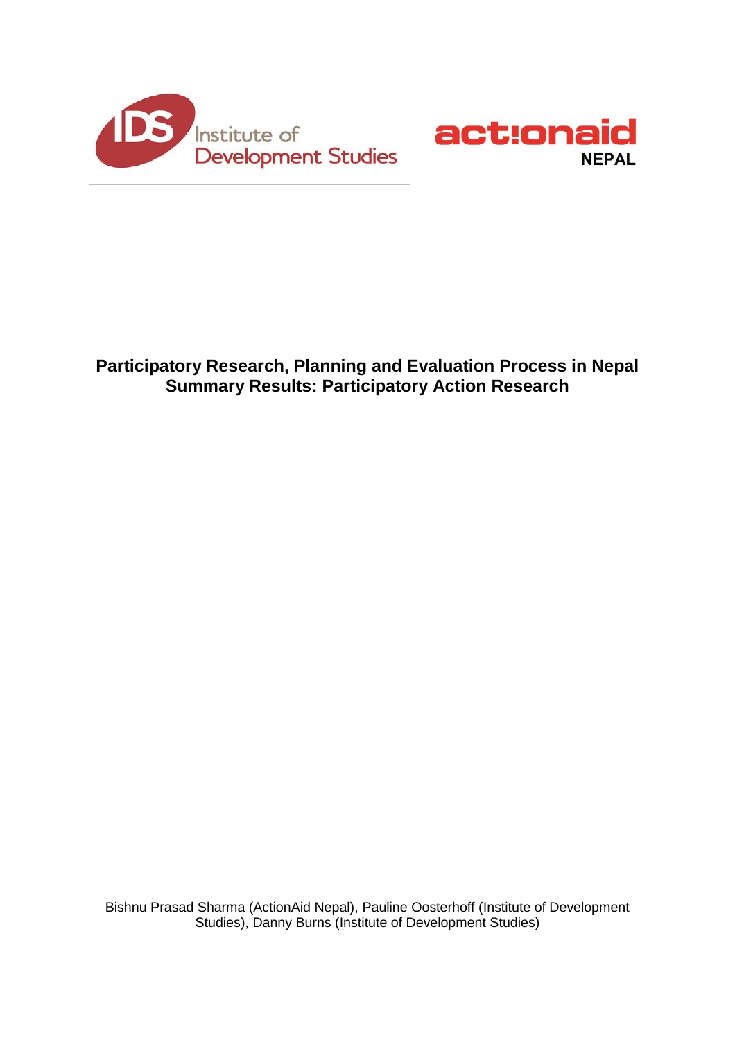Institute of Development Studies

actionaid NEPAL

# Participatory Research, Planning and Evaluation Process in Nepal
## Summary Results: Participatory Action Research

Bishnu Prasad Sharma (ActionAid Nepal), Pauline Oosterhoff (Institute of Development Studies), Danny Burns (Institute of Development Studies)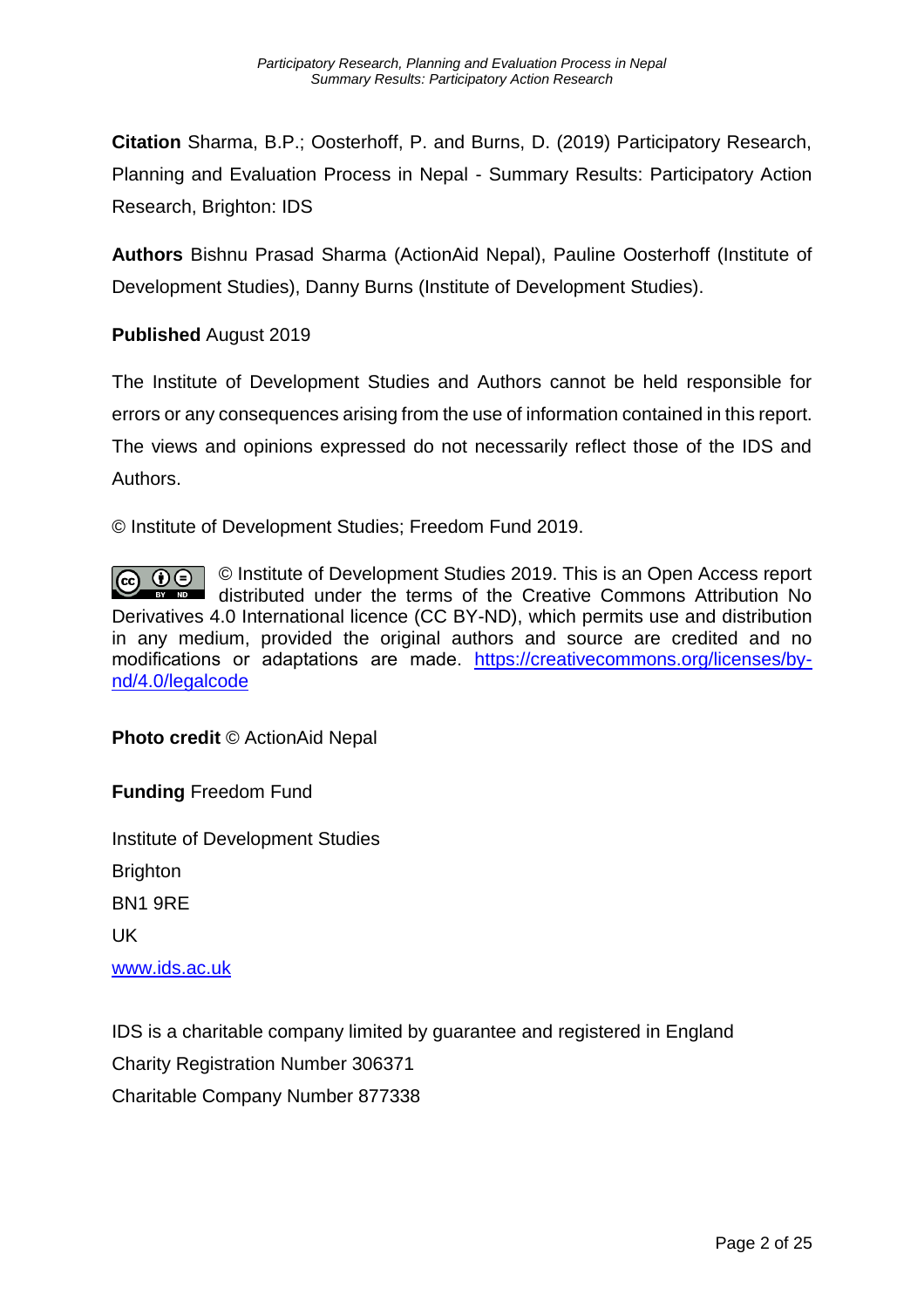**Citation** Sharma, B.P.; Oosterhoff, P. and Burns, D. (2019) Participatory Research, Planning and Evaluation Process in Nepal - Summary Results: Participatory Action Research, Brighton: IDS

**Authors** Bishnu Prasad Sharma (ActionAid Nepal), Pauline Oosterhoff (Institute of Development Studies), Danny Burns (Institute of Development Studies).

**Published** August 2019

The Institute of Development Studies and Authors cannot be held responsible for errors or any consequences arising from the use of information contained in this report. The views and opinions expressed do not necessarily reflect those of the IDS and Authors.

© Institute of Development Studies; Freedom Fund 2019.

© Institute of Development Studies 2019. This is an Open Access report distributed under the terms of the Creative Commons Attribution No Derivatives 4.0 International licence (CC BY-ND), which permits use and distribution in any medium, provided the original authors and source are credited and no modifications or adaptations are made. https://creativecommons.org/licenses/by-nd/4.0/legalcode

**Photo credit** © ActionAid Nepal

**Funding** Freedom Fund

Institute of Development Studies

Brighton

BN1 9RE

UK

www.ids.ac.uk

IDS is a charitable company limited by guarantee and registered in England

Charity Registration Number 306371

Charitable Company Number 877338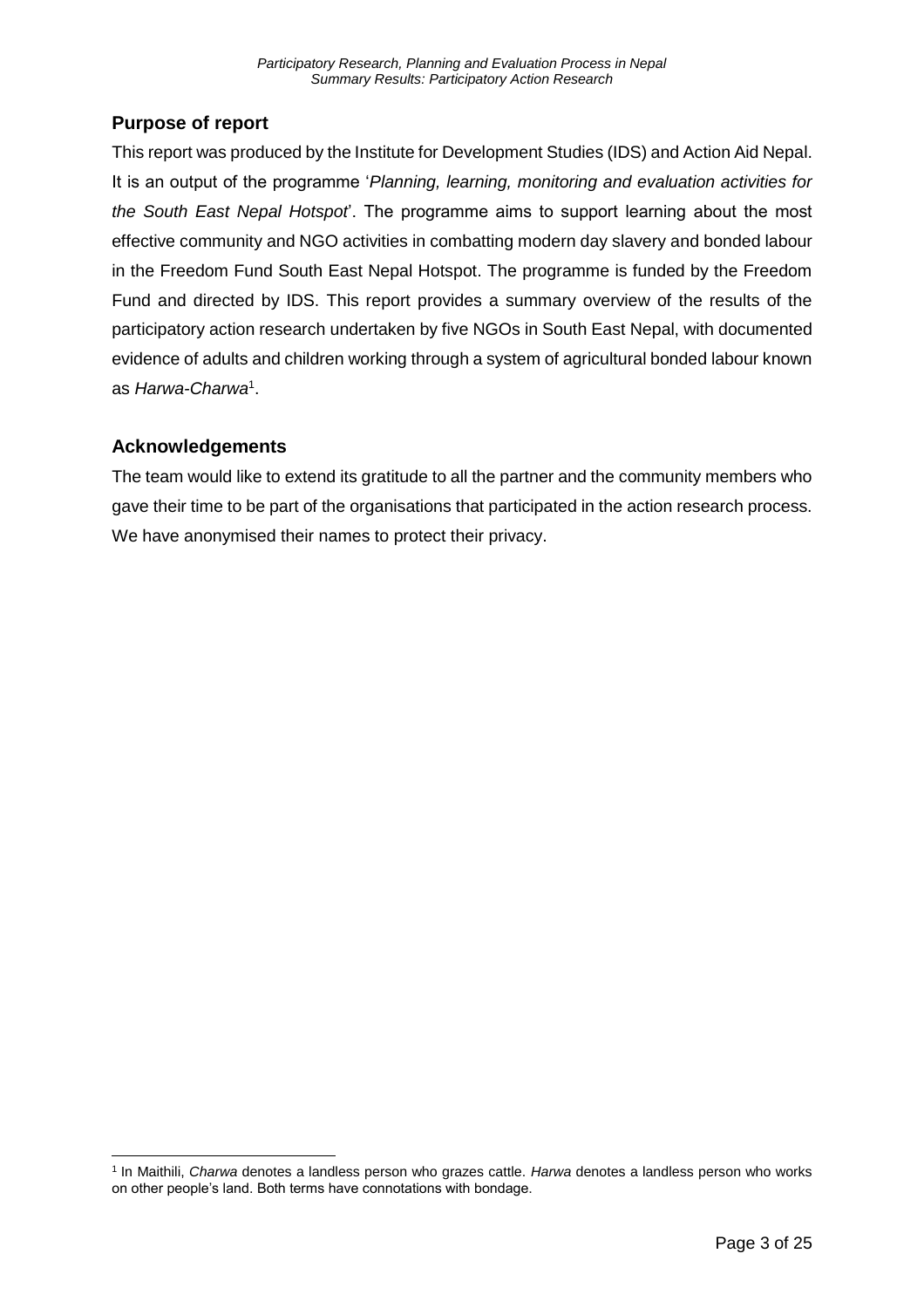## Purpose of report

This report was produced by the Institute for Development Studies (IDS) and Action Aid Nepal. It is an output of the programme '*Planning, learning, monitoring and evaluation activities for the South East Nepal Hotspot*'. The programme aims to support learning about the most effective community and NGO activities in combatting modern day slavery and bonded labour in the Freedom Fund South East Nepal Hotspot. The programme is funded by the Freedom Fund and directed by IDS. This report provides a summary overview of the results of the participatory action research undertaken by five NGOs in South East Nepal, with documented evidence of adults and children working through a system of agricultural bonded labour known as *Harwa-Charwa*[1].

## Acknowledgements

The team would like to extend its gratitude to all the partner and the community members who gave their time to be part of the organisations that participated in the action research process. We have anonymised their names to protect their privacy.

[1] In Maithili, *Charwa* denotes a landless person who grazes cattle. *Harwa* denotes a landless person who works on other people's land. Both terms have connotations with bondage.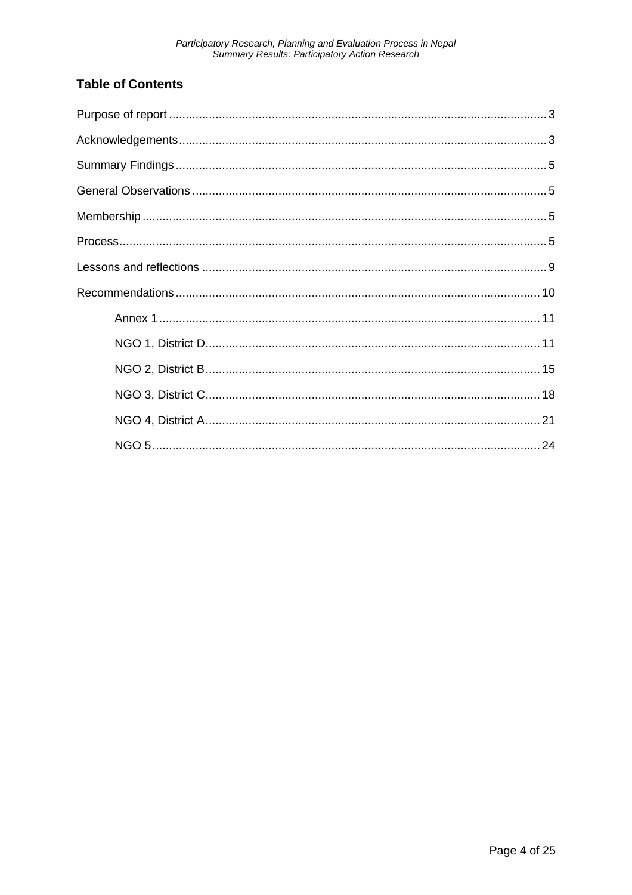## Table of Contents

Purpose of report ........................................................................................................ 3

Acknowledgements ...................................................................................................... 3

Summary Findings ....................................................................................................... 5

General Observations ................................................................................................... 5

Membership ................................................................................................................. 5

Process ........................................................................................................................ 5

Lessons and reflections ................................................................................................ 9

Recommendations ...................................................................................................... 10

- Annex 1 ............................................................................................................ 11
- NGO 1, District D ............................................................................................. 11
- NGO 2, District B ............................................................................................. 15
- NGO 3, District C ............................................................................................. 18
- NGO 4, District A ............................................................................................. 21
- NGO 5 .............................................................................................................. 24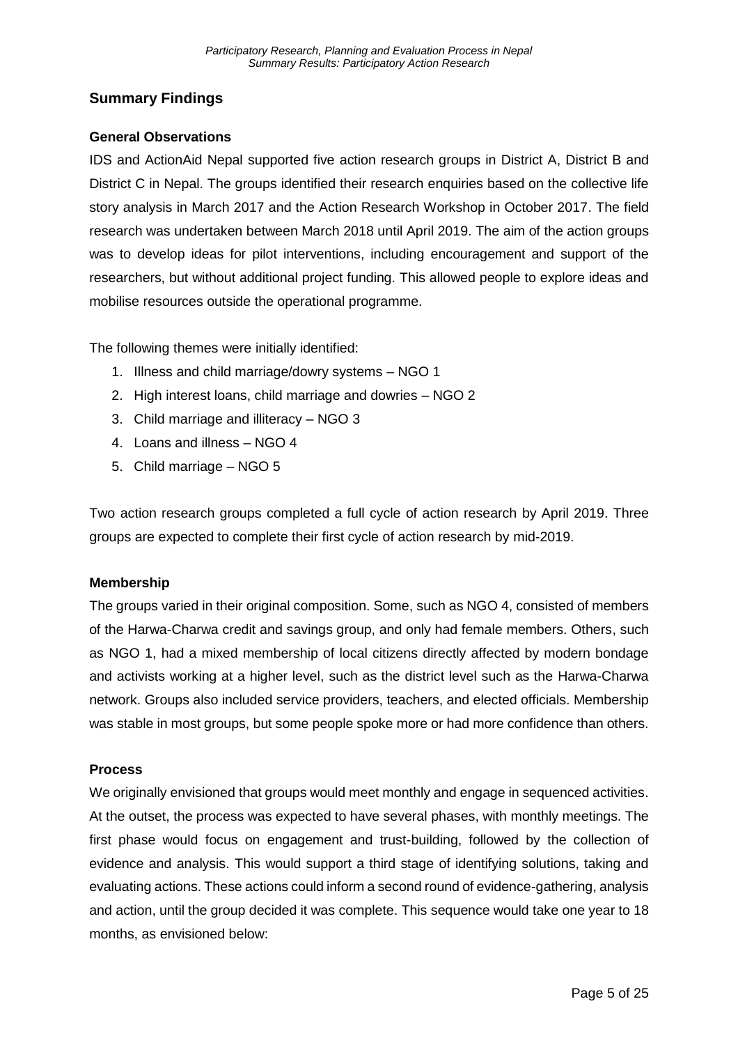## Summary Findings

### General Observations

IDS and ActionAid Nepal supported five action research groups in District A, District B and District C in Nepal. The groups identified their research enquiries based on the collective life story analysis in March 2017 and the Action Research Workshop in October 2017. The field research was undertaken between March 2018 until April 2019. The aim of the action groups was to develop ideas for pilot interventions, including encouragement and support of the researchers, but without additional project funding. This allowed people to explore ideas and mobilise resources outside the operational programme.

The following themes were initially identified:

1. Illness and child marriage/dowry systems – NGO 1
2. High interest loans, child marriage and dowries – NGO 2
3. Child marriage and illiteracy – NGO 3
4. Loans and illness – NGO 4
5. Child marriage – NGO 5

Two action research groups completed a full cycle of action research by April 2019. Three groups are expected to complete their first cycle of action research by mid-2019.

### Membership

The groups varied in their original composition. Some, such as NGO 4, consisted of members of the Harwa-Charwa credit and savings group, and only had female members. Others, such as NGO 1, had a mixed membership of local citizens directly affected by modern bondage and activists working at a higher level, such as the district level such as the Harwa-Charwa network. Groups also included service providers, teachers, and elected officials. Membership was stable in most groups, but some people spoke more or had more confidence than others.

### Process

We originally envisioned that groups would meet monthly and engage in sequenced activities. At the outset, the process was expected to have several phases, with monthly meetings. The first phase would focus on engagement and trust-building, followed by the collection of evidence and analysis. This would support a third stage of identifying solutions, taking and evaluating actions. These actions could inform a second round of evidence-gathering, analysis and action, until the group decided it was complete. This sequence would take one year to 18 months, as envisioned below: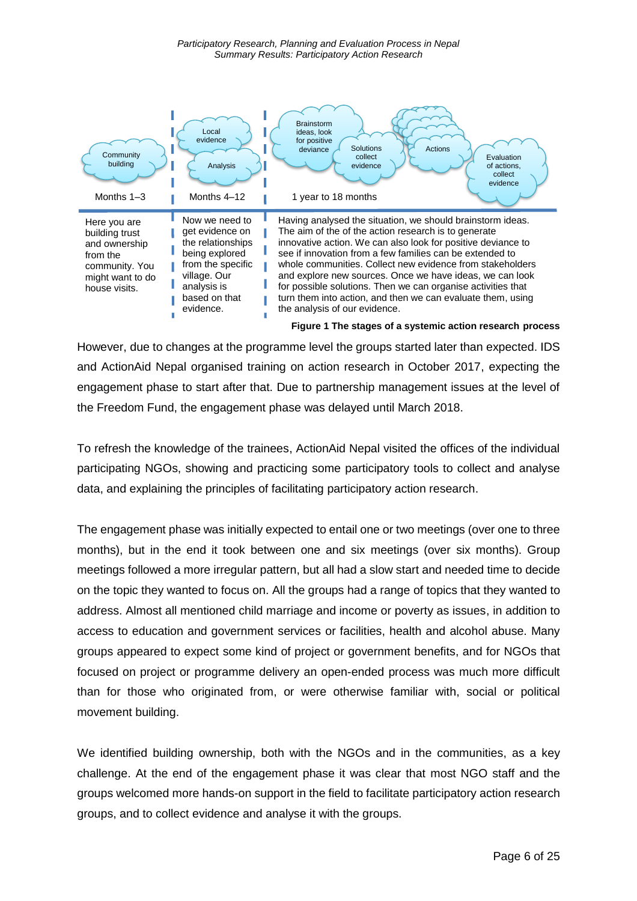| Community building | Local evidence / Analysis | Brainstorm ideas, look for positive deviance / Solutions collect evidence / Actions / Evaluation of actions, collect evidence |
| --- | --- | --- |
| Months 1–3 | Months 4–12 | 1 year to 18 months |
| Here you are building trust and ownership from the community. You might want to do house visits. | Now we need to get evidence on the relationships being explored from the specific village. Our analysis is based on that evidence. | Having analysed the situation, we should brainstorm ideas. The aim of the of the action research is to generate innovative action. We can also look for positive deviance to see if innovation from a few families can be extended to whole communities. Collect new evidence from stakeholders and explore new sources. Once we have ideas, we can look for possible solutions. Then we can organise activities that turn them into action, and then we can evaluate them, using the analysis of our evidence. |

**Figure 1 The stages of a systemic action research process**

However, due to changes at the programme level the groups started later than expected. IDS and ActionAid Nepal organised training on action research in October 2017, expecting the engagement phase to start after that. Due to partnership management issues at the level of the Freedom Fund, the engagement phase was delayed until March 2018.

To refresh the knowledge of the trainees, ActionAid Nepal visited the offices of the individual participating NGOs, showing and practicing some participatory tools to collect and analyse data, and explaining the principles of facilitating participatory action research.

The engagement phase was initially expected to entail one or two meetings (over one to three months), but in the end it took between one and six meetings (over six months). Group meetings followed a more irregular pattern, but all had a slow start and needed time to decide on the topic they wanted to focus on. All the groups had a range of topics that they wanted to address. Almost all mentioned child marriage and income or poverty as issues, in addition to access to education and government services or facilities, health and alcohol abuse. Many groups appeared to expect some kind of project or government benefits, and for NGOs that focused on project or programme delivery an open-ended process was much more difficult than for those who originated from, or were otherwise familiar with, social or political movement building.

We identified building ownership, both with the NGOs and in the communities, as a key challenge. At the end of the engagement phase it was clear that most NGO staff and the groups welcomed more hands-on support in the field to facilitate participatory action research groups, and to collect evidence and analyse it with the groups.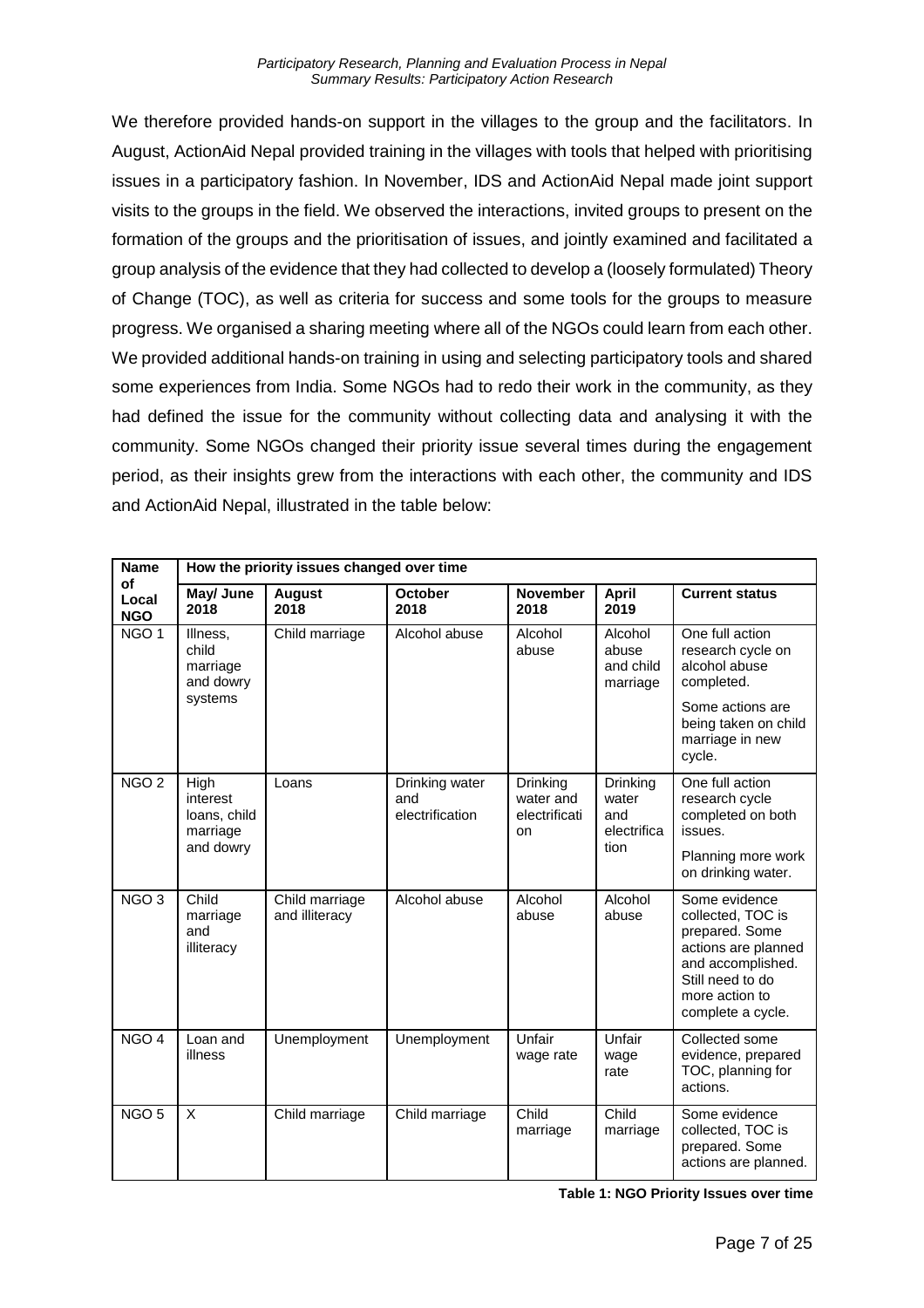We therefore provided hands-on support in the villages to the group and the facilitators. In August, ActionAid Nepal provided training in the villages with tools that helped with prioritising issues in a participatory fashion. In November, IDS and ActionAid Nepal made joint support visits to the groups in the field. We observed the interactions, invited groups to present on the formation of the groups and the prioritisation of issues, and jointly examined and facilitated a group analysis of the evidence that they had collected to develop a (loosely formulated) Theory of Change (TOC), as well as criteria for success and some tools for the groups to measure progress. We organised a sharing meeting where all of the NGOs could learn from each other. We provided additional hands-on training in using and selecting participatory tools and shared some experiences from India. Some NGOs had to redo their work in the community, as they had defined the issue for the community without collecting data and analysing it with the community. Some NGOs changed their priority issue several times during the engagement period, as their insights grew from the interactions with each other, the community and IDS and ActionAid Nepal, illustrated in the table below:

| Name of Local NGO | How the priority issues changed over time | | | | | |
|---|---|---|---|---|---|---|
| | **May/ June 2018** | **August 2018** | **October 2018** | **November 2018** | **April 2019** | **Current status** |
| NGO 1 | Illness, child marriage and dowry systems | Child marriage | Alcohol abuse | Alcohol abuse | Alcohol abuse and child marriage | One full action research cycle on alcohol abuse completed.<br><br>Some actions are being taken on child marriage in new cycle. |
| NGO 2 | High interest loans, child marriage and dowry | Loans | Drinking water and electrification | Drinking water and electrification | Drinking water and electrification | One full action research cycle completed on both issues.<br><br>Planning more work on drinking water. |
| NGO 3 | Child marriage and illiteracy | Child marriage and illiteracy | Alcohol abuse | Alcohol abuse | Alcohol abuse | Some evidence collected, TOC is prepared. Some actions are planned and accomplished. Still need to do more action to complete a cycle. |
| NGO 4 | Loan and illness | Unemployment | Unemployment | Unfair wage rate | Unfair wage rate | Collected some evidence, prepared TOC, planning for actions. |
| NGO 5 | X | Child marriage | Child marriage | Child marriage | Child marriage | Some evidence collected, TOC is prepared. Some actions are planned. |

**Table 1: NGO Priority Issues over time**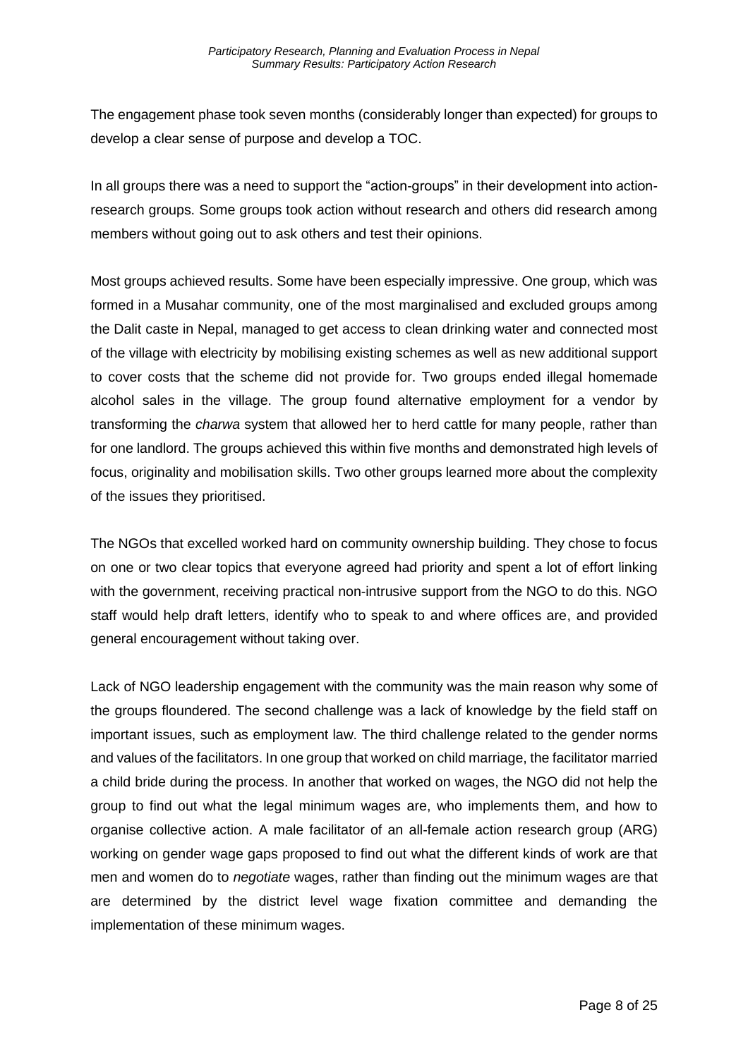The engagement phase took seven months (considerably longer than expected) for groups to develop a clear sense of purpose and develop a TOC.

In all groups there was a need to support the "action-groups" in their development into action-research groups. Some groups took action without research and others did research among members without going out to ask others and test their opinions.

Most groups achieved results. Some have been especially impressive. One group, which was formed in a Musahar community, one of the most marginalised and excluded groups among the Dalit caste in Nepal, managed to get access to clean drinking water and connected most of the village with electricity by mobilising existing schemes as well as new additional support to cover costs that the scheme did not provide for. Two groups ended illegal homemade alcohol sales in the village. The group found alternative employment for a vendor by transforming the *charwa* system that allowed her to herd cattle for many people, rather than for one landlord. The groups achieved this within five months and demonstrated high levels of focus, originality and mobilisation skills. Two other groups learned more about the complexity of the issues they prioritised.

The NGOs that excelled worked hard on community ownership building. They chose to focus on one or two clear topics that everyone agreed had priority and spent a lot of effort linking with the government, receiving practical non-intrusive support from the NGO to do this. NGO staff would help draft letters, identify who to speak to and where offices are, and provided general encouragement without taking over.

Lack of NGO leadership engagement with the community was the main reason why some of the groups floundered. The second challenge was a lack of knowledge by the field staff on important issues, such as employment law. The third challenge related to the gender norms and values of the facilitators. In one group that worked on child marriage, the facilitator married a child bride during the process. In another that worked on wages, the NGO did not help the group to find out what the legal minimum wages are, who implements them, and how to organise collective action. A male facilitator of an all-female action research group (ARG) working on gender wage gaps proposed to find out what the different kinds of work are that men and women do to *negotiate* wages, rather than finding out the minimum wages are that are determined by the district level wage fixation committee and demanding the implementation of these minimum wages.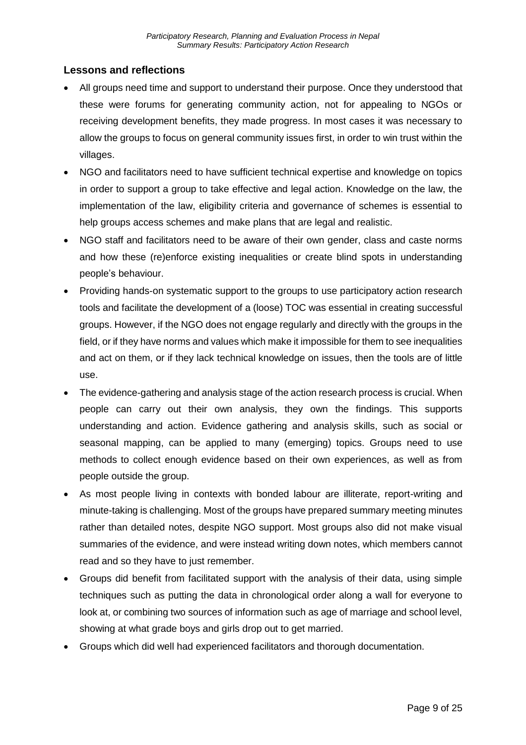## Lessons and reflections

- All groups need time and support to understand their purpose. Once they understood that these were forums for generating community action, not for appealing to NGOs or receiving development benefits, they made progress. In most cases it was necessary to allow the groups to focus on general community issues first, in order to win trust within the villages.
- NGO and facilitators need to have sufficient technical expertise and knowledge on topics in order to support a group to take effective and legal action. Knowledge on the law, the implementation of the law, eligibility criteria and governance of schemes is essential to help groups access schemes and make plans that are legal and realistic.
- NGO staff and facilitators need to be aware of their own gender, class and caste norms and how these (re)enforce existing inequalities or create blind spots in understanding people's behaviour.
- Providing hands-on systematic support to the groups to use participatory action research tools and facilitate the development of a (loose) TOC was essential in creating successful groups. However, if the NGO does not engage regularly and directly with the groups in the field, or if they have norms and values which make it impossible for them to see inequalities and act on them, or if they lack technical knowledge on issues, then the tools are of little use.
- The evidence-gathering and analysis stage of the action research process is crucial. When people can carry out their own analysis, they own the findings. This supports understanding and action. Evidence gathering and analysis skills, such as social or seasonal mapping, can be applied to many (emerging) topics. Groups need to use methods to collect enough evidence based on their own experiences, as well as from people outside the group.
- As most people living in contexts with bonded labour are illiterate, report-writing and minute-taking is challenging. Most of the groups have prepared summary meeting minutes rather than detailed notes, despite NGO support. Most groups also did not make visual summaries of the evidence, and were instead writing down notes, which members cannot read and so they have to just remember.
- Groups did benefit from facilitated support with the analysis of their data, using simple techniques such as putting the data in chronological order along a wall for everyone to look at, or combining two sources of information such as age of marriage and school level, showing at what grade boys and girls drop out to get married.
- Groups which did well had experienced facilitators and thorough documentation.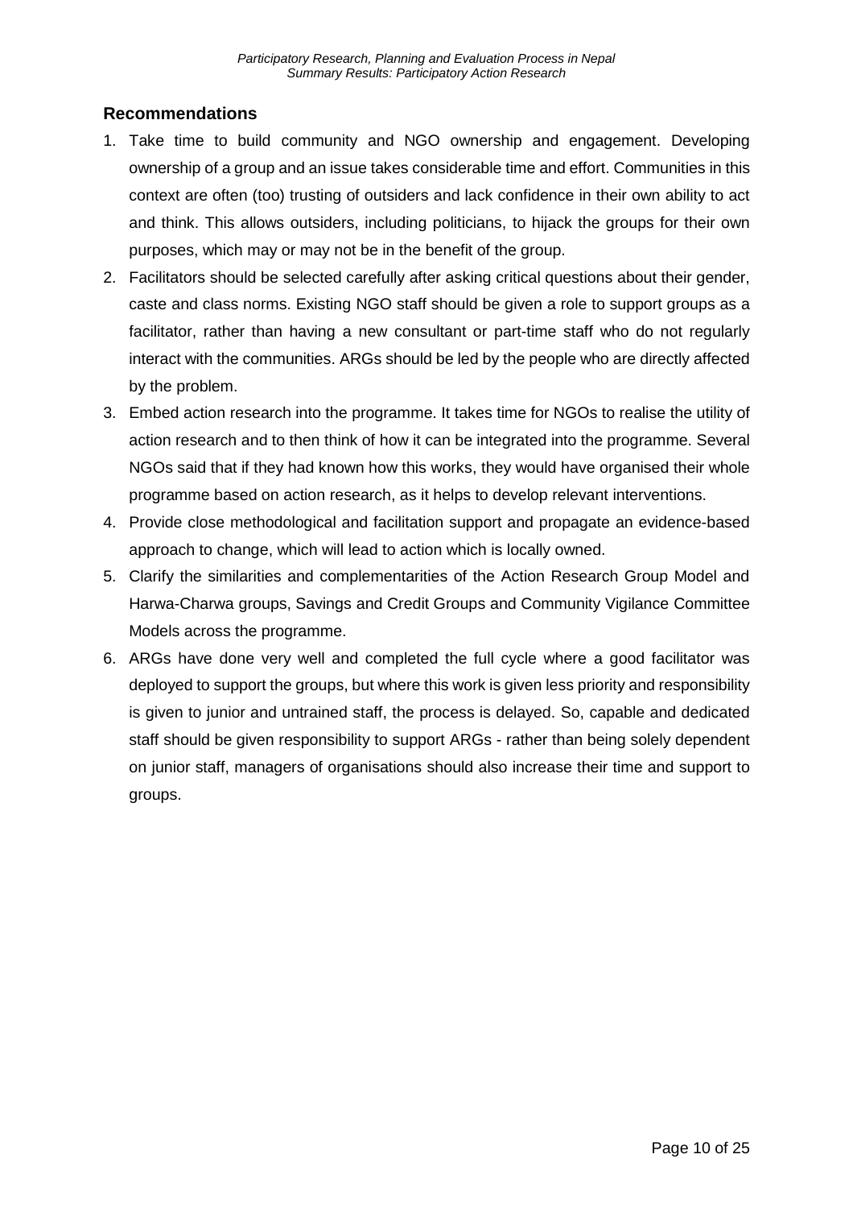## Recommendations

1. Take time to build community and NGO ownership and engagement. Developing ownership of a group and an issue takes considerable time and effort. Communities in this context are often (too) trusting of outsiders and lack confidence in their own ability to act and think. This allows outsiders, including politicians, to hijack the groups for their own purposes, which may or may not be in the benefit of the group.
2. Facilitators should be selected carefully after asking critical questions about their gender, caste and class norms. Existing NGO staff should be given a role to support groups as a facilitator, rather than having a new consultant or part-time staff who do not regularly interact with the communities. ARGs should be led by the people who are directly affected by the problem.
3. Embed action research into the programme. It takes time for NGOs to realise the utility of action research and to then think of how it can be integrated into the programme. Several NGOs said that if they had known how this works, they would have organised their whole programme based on action research, as it helps to develop relevant interventions.
4. Provide close methodological and facilitation support and propagate an evidence-based approach to change, which will lead to action which is locally owned.
5. Clarify the similarities and complementarities of the Action Research Group Model and Harwa-Charwa groups, Savings and Credit Groups and Community Vigilance Committee Models across the programme.
6. ARGs have done very well and completed the full cycle where a good facilitator was deployed to support the groups, but where this work is given less priority and responsibility is given to junior and untrained staff, the process is delayed. So, capable and dedicated staff should be given responsibility to support ARGs - rather than being solely dependent on junior staff, managers of organisations should also increase their time and support to groups.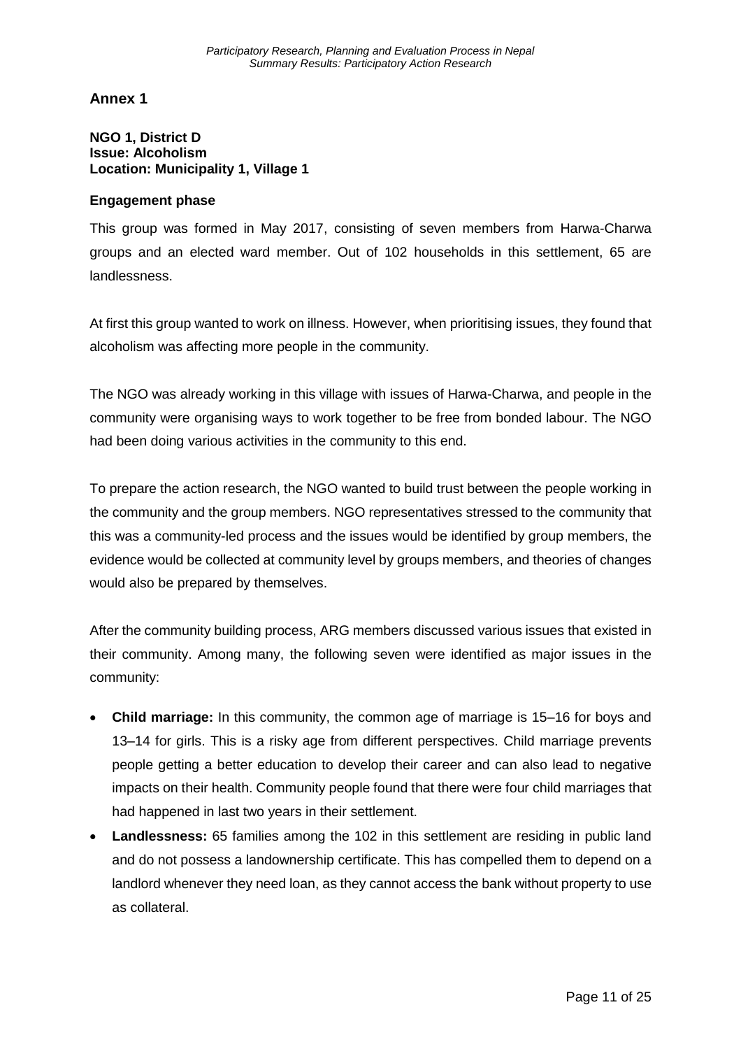## Annex 1

**NGO 1, District D**
**Issue: Alcoholism**
**Location: Municipality 1, Village 1**

### Engagement phase

This group was formed in May 2017, consisting of seven members from Harwa-Charwa groups and an elected ward member. Out of 102 households in this settlement, 65 are landlessness.

At first this group wanted to work on illness. However, when prioritising issues, they found that alcoholism was affecting more people in the community.

The NGO was already working in this village with issues of Harwa-Charwa, and people in the community were organising ways to work together to be free from bonded labour. The NGO had been doing various activities in the community to this end.

To prepare the action research, the NGO wanted to build trust between the people working in the community and the group members. NGO representatives stressed to the community that this was a community-led process and the issues would be identified by group members, the evidence would be collected at community level by groups members, and theories of changes would also be prepared by themselves.

After the community building process, ARG members discussed various issues that existed in their community. Among many, the following seven were identified as major issues in the community:

- **Child marriage:** In this community, the common age of marriage is 15–16 for boys and 13–14 for girls. This is a risky age from different perspectives. Child marriage prevents people getting a better education to develop their career and can also lead to negative impacts on their health. Community people found that there were four child marriages that had happened in last two years in their settlement.
- **Landlessness:** 65 families among the 102 in this settlement are residing in public land and do not possess a landownership certificate. This has compelled them to depend on a landlord whenever they need loan, as they cannot access the bank without property to use as collateral.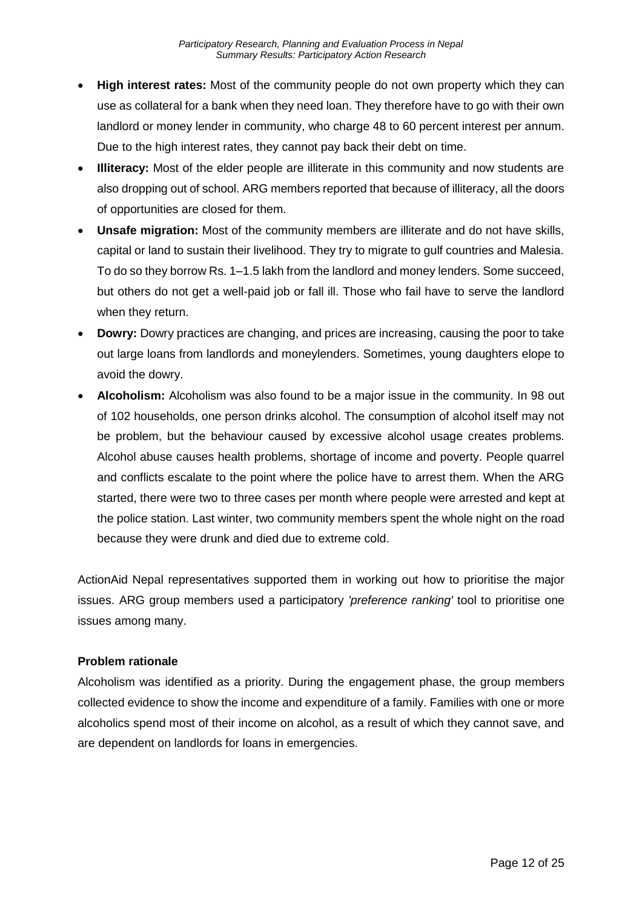- **High interest rates:** Most of the community people do not own property which they can use as collateral for a bank when they need loan. They therefore have to go with their own landlord or money lender in community, who charge 48 to 60 percent interest per annum. Due to the high interest rates, they cannot pay back their debt on time.
- **Illiteracy:** Most of the elder people are illiterate in this community and now students are also dropping out of school. ARG members reported that because of illiteracy, all the doors of opportunities are closed for them.
- **Unsafe migration:** Most of the community members are illiterate and do not have skills, capital or land to sustain their livelihood. They try to migrate to gulf countries and Malesia. To do so they borrow Rs. 1–1.5 lakh from the landlord and money lenders. Some succeed, but others do not get a well-paid job or fall ill. Those who fail have to serve the landlord when they return.
- **Dowry:** Dowry practices are changing, and prices are increasing, causing the poor to take out large loans from landlords and moneylenders. Sometimes, young daughters elope to avoid the dowry.
- **Alcoholism:** Alcoholism was also found to be a major issue in the community. In 98 out of 102 households, one person drinks alcohol. The consumption of alcohol itself may not be problem, but the behaviour caused by excessive alcohol usage creates problems. Alcohol abuse causes health problems, shortage of income and poverty. People quarrel and conflicts escalate to the point where the police have to arrest them. When the ARG started, there were two to three cases per month where people were arrested and kept at the police station. Last winter, two community members spent the whole night on the road because they were drunk and died due to extreme cold.

ActionAid Nepal representatives supported them in working out how to prioritise the major issues. ARG group members used a participatory *'preference ranking'* tool to prioritise one issues among many.

**Problem rationale**

Alcoholism was identified as a priority. During the engagement phase, the group members collected evidence to show the income and expenditure of a family. Families with one or more alcoholics spend most of their income on alcohol, as a result of which they cannot save, and are dependent on landlords for loans in emergencies.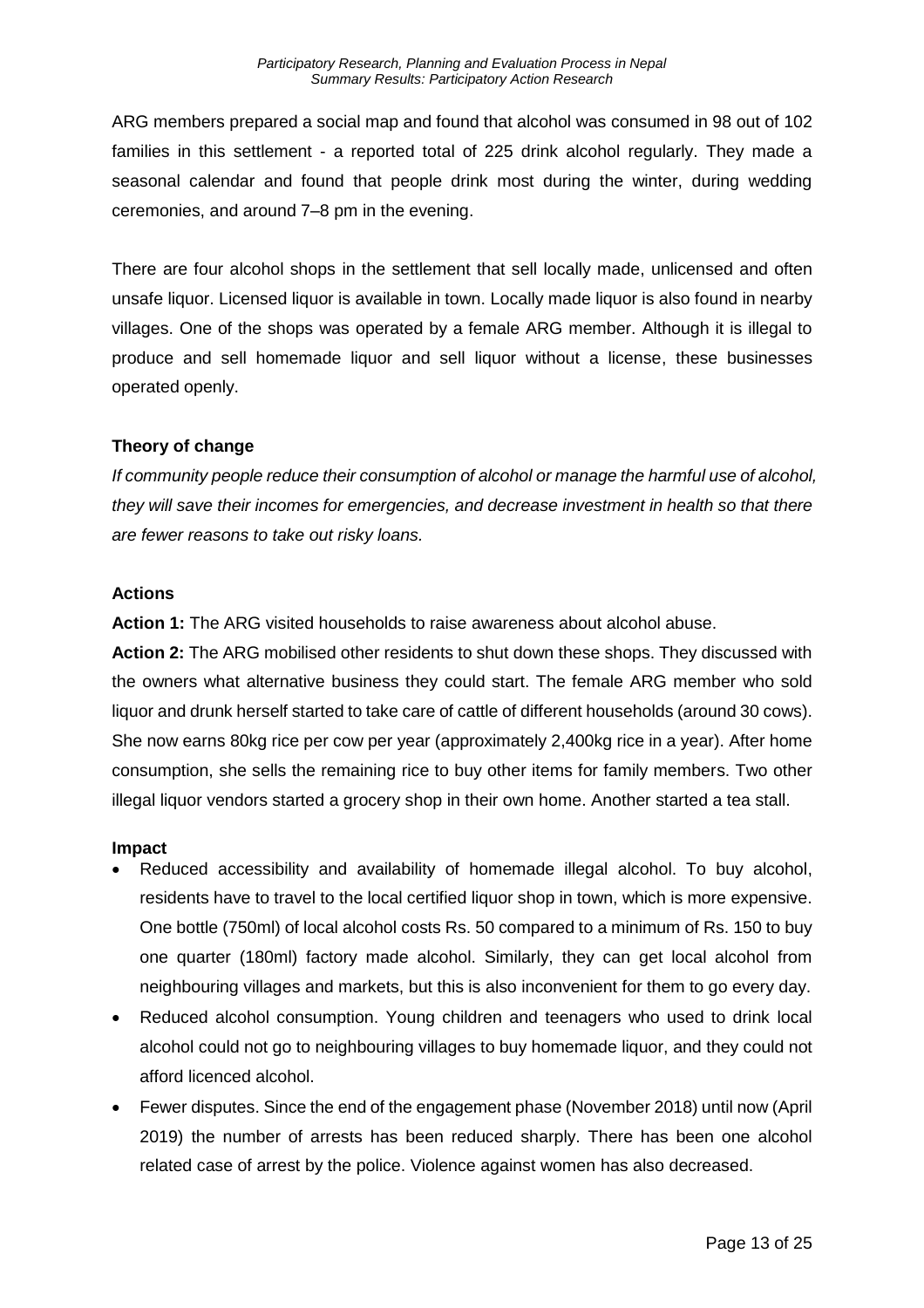ARG members prepared a social map and found that alcohol was consumed in 98 out of 102 families in this settlement - a reported total of 225 drink alcohol regularly. They made a seasonal calendar and found that people drink most during the winter, during wedding ceremonies, and around 7–8 pm in the evening.

There are four alcohol shops in the settlement that sell locally made, unlicensed and often unsafe liquor. Licensed liquor is available in town. Locally made liquor is also found in nearby villages. One of the shops was operated by a female ARG member. Although it is illegal to produce and sell homemade liquor and sell liquor without a license, these businesses operated openly.

**Theory of change**

*If community people reduce their consumption of alcohol or manage the harmful use of alcohol, they will save their incomes for emergencies, and decrease investment in health so that there are fewer reasons to take out risky loans.*

**Actions**

**Action 1:** The ARG visited households to raise awareness about alcohol abuse.

**Action 2:** The ARG mobilised other residents to shut down these shops. They discussed with the owners what alternative business they could start. The female ARG member who sold liquor and drunk herself started to take care of cattle of different households (around 30 cows). She now earns 80kg rice per cow per year (approximately 2,400kg rice in a year). After home consumption, she sells the remaining rice to buy other items for family members. Two other illegal liquor vendors started a grocery shop in their own home. Another started a tea stall.

**Impact**

- Reduced accessibility and availability of homemade illegal alcohol. To buy alcohol, residents have to travel to the local certified liquor shop in town, which is more expensive. One bottle (750ml) of local alcohol costs Rs. 50 compared to a minimum of Rs. 150 to buy one quarter (180ml) factory made alcohol. Similarly, they can get local alcohol from neighbouring villages and markets, but this is also inconvenient for them to go every day.
- Reduced alcohol consumption. Young children and teenagers who used to drink local alcohol could not go to neighbouring villages to buy homemade liquor, and they could not afford licenced alcohol.
- Fewer disputes. Since the end of the engagement phase (November 2018) until now (April 2019) the number of arrests has been reduced sharply. There has been one alcohol related case of arrest by the police. Violence against women has also decreased.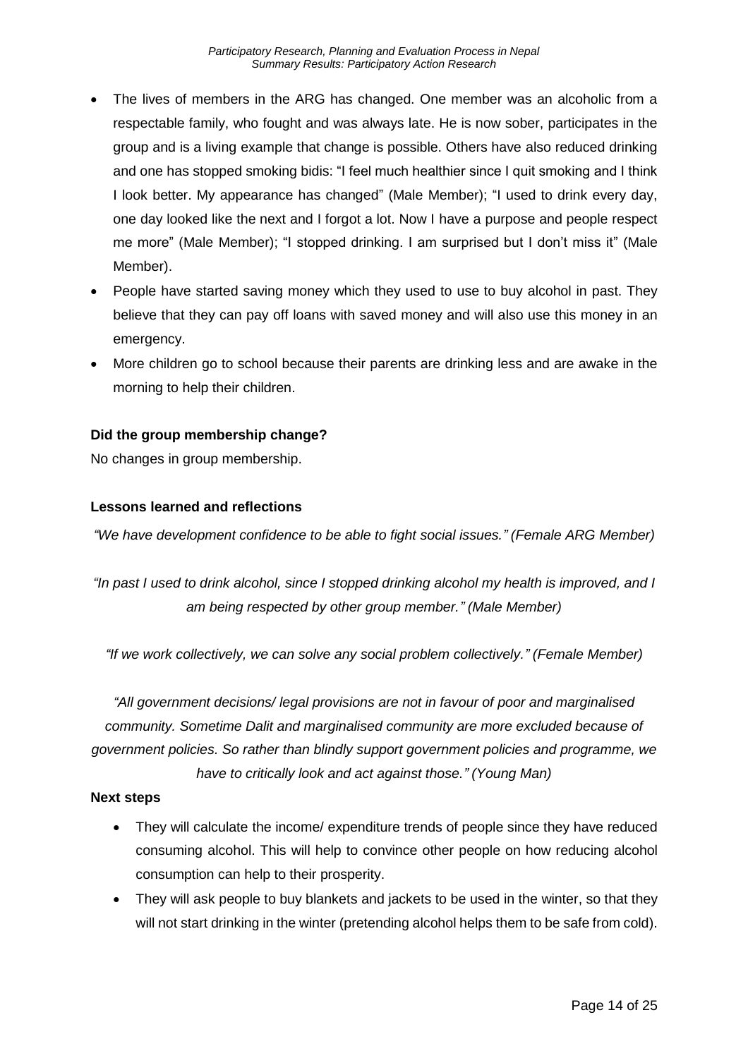- The lives of members in the ARG has changed. One member was an alcoholic from a respectable family, who fought and was always late. He is now sober, participates in the group and is a living example that change is possible. Others have also reduced drinking and one has stopped smoking bidis: "I feel much healthier since I quit smoking and I think I look better. My appearance has changed" (Male Member); "I used to drink every day, one day looked like the next and I forgot a lot. Now I have a purpose and people respect me more" (Male Member); "I stopped drinking. I am surprised but I don't miss it" (Male Member).
- People have started saving money which they used to use to buy alcohol in past. They believe that they can pay off loans with saved money and will also use this money in an emergency.
- More children go to school because their parents are drinking less and are awake in the morning to help their children.

**Did the group membership change?**

No changes in group membership.

**Lessons learned and reflections**

*"We have development confidence to be able to fight social issues." (Female ARG Member)*

*"In past I used to drink alcohol, since I stopped drinking alcohol my health is improved, and I am being respected by other group member." (Male Member)*

*"If we work collectively, we can solve any social problem collectively." (Female Member)*

*"All government decisions/ legal provisions are not in favour of poor and marginalised community. Sometime Dalit and marginalised community are more excluded because of government policies. So rather than blindly support government policies and programme, we have to critically look and act against those." (Young Man)*

**Next steps**

- They will calculate the income/ expenditure trends of people since they have reduced consuming alcohol. This will help to convince other people on how reducing alcohol consumption can help to their prosperity.
- They will ask people to buy blankets and jackets to be used in the winter, so that they will not start drinking in the winter (pretending alcohol helps them to be safe from cold).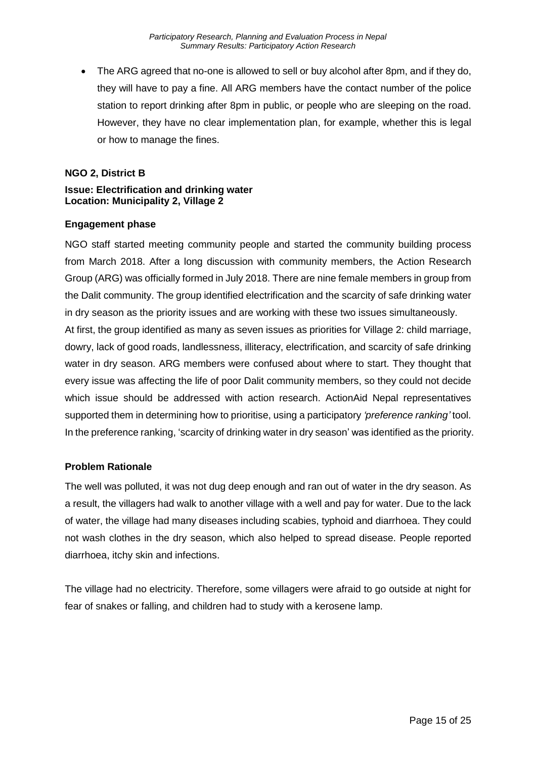- The ARG agreed that no-one is allowed to sell or buy alcohol after 8pm, and if they do, they will have to pay a fine. All ARG members have the contact number of the police station to report drinking after 8pm in public, or people who are sleeping on the road. However, they have no clear implementation plan, for example, whether this is legal or how to manage the fines.

### NGO 2, District B

**Issue: Electrification and drinking water**
**Location: Municipality 2, Village 2**

#### Engagement phase

NGO staff started meeting community people and started the community building process from March 2018. After a long discussion with community members, the Action Research Group (ARG) was officially formed in July 2018. There are nine female members in group from the Dalit community. The group identified electrification and the scarcity of safe drinking water in dry season as the priority issues and are working with these two issues simultaneously.

At first, the group identified as many as seven issues as priorities for Village 2: child marriage, dowry, lack of good roads, landlessness, illiteracy, electrification, and scarcity of safe drinking water in dry season. ARG members were confused about where to start. They thought that every issue was affecting the life of poor Dalit community members, so they could not decide which issue should be addressed with action research. ActionAid Nepal representatives supported them in determining how to prioritise, using a participatory *'preference ranking'* tool. In the preference ranking, 'scarcity of drinking water in dry season' was identified as the priority.

#### Problem Rationale

The well was polluted, it was not dug deep enough and ran out of water in the dry season. As a result, the villagers had walk to another village with a well and pay for water. Due to the lack of water, the village had many diseases including scabies, typhoid and diarrhoea. They could not wash clothes in the dry season, which also helped to spread disease. People reported diarrhoea, itchy skin and infections.

The village had no electricity. Therefore, some villagers were afraid to go outside at night for fear of snakes or falling, and children had to study with a kerosene lamp.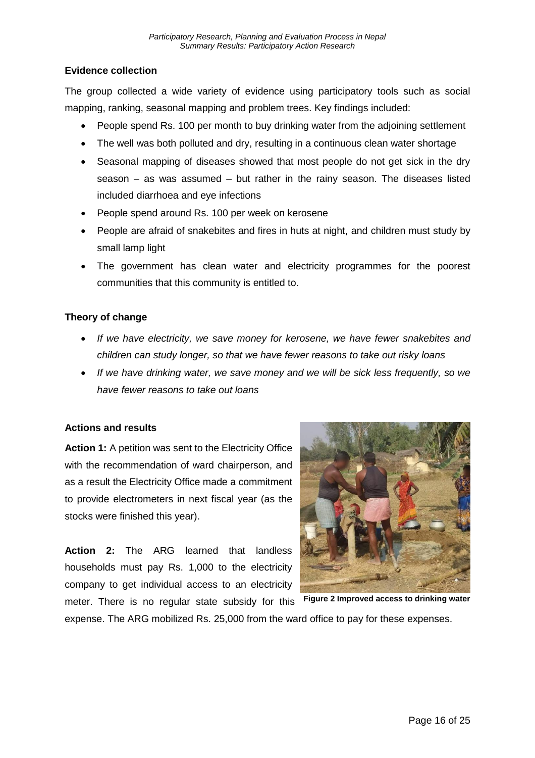**Evidence collection**

The group collected a wide variety of evidence using participatory tools such as social mapping, ranking, seasonal mapping and problem trees. Key findings included:

- People spend Rs. 100 per month to buy drinking water from the adjoining settlement
- The well was both polluted and dry, resulting in a continuous clean water shortage
- Seasonal mapping of diseases showed that most people do not get sick in the dry season – as was assumed – but rather in the rainy season. The diseases listed included diarrhoea and eye infections
- People spend around Rs. 100 per week on kerosene
- People are afraid of snakebites and fires in huts at night, and children must study by small lamp light
- The government has clean water and electricity programmes for the poorest communities that this community is entitled to.

**Theory of change**

- *If we have electricity, we save money for kerosene, we have fewer snakebites and children can study longer, so that we have fewer reasons to take out risky loans*
- *If we have drinking water, we save money and we will be sick less frequently, so we have fewer reasons to take out loans*

**Actions and results**

**Action 1:** A petition was sent to the Electricity Office with the recommendation of ward chairperson, and as a result the Electricity Office made a commitment to provide electrometers in next fiscal year (as the stocks were finished this year).

**Action 2:** The ARG learned that landless households must pay Rs. 1,000 to the electricity company to get individual access to an electricity meter. There is no regular state subsidy for this expense. The ARG mobilized Rs. 25,000 from the ward office to pay for these expenses.

**Figure 2 Improved access to drinking water**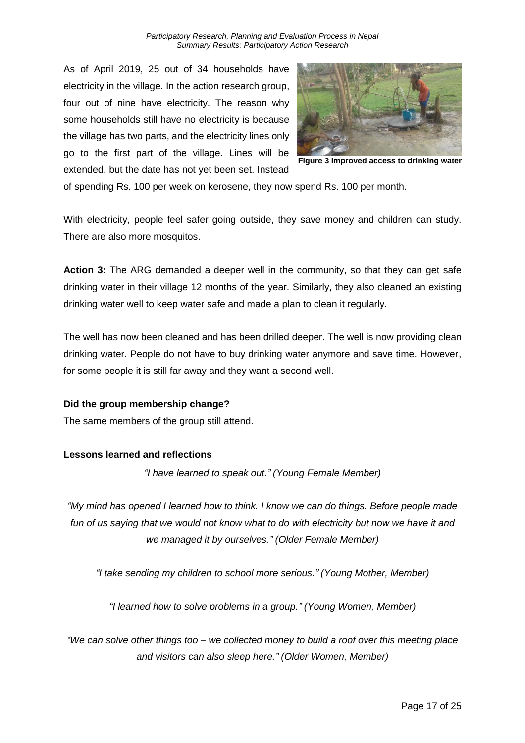As of April 2019, 25 out of 34 households have electricity in the village. In the action research group, four out of nine have electricity. The reason why some households still have no electricity is because the village has two parts, and the electricity lines only go to the first part of the village. Lines will be extended, but the date has not yet been set. Instead of spending Rs. 100 per week on kerosene, they now spend Rs. 100 per month.

**Figure 3 Improved access to drinking water**

With electricity, people feel safer going outside, they save money and children can study. There are also more mosquitos.

**Action 3:** The ARG demanded a deeper well in the community, so that they can get safe drinking water in their village 12 months of the year. Similarly, they also cleaned an existing drinking water well to keep water safe and made a plan to clean it regularly.

The well has now been cleaned and has been drilled deeper. The well is now providing clean drinking water. People do not have to buy drinking water anymore and save time. However, for some people it is still far away and they want a second well.

**Did the group membership change?**

The same members of the group still attend.

**Lessons learned and reflections**

*"I have learned to speak out." (Young Female Member)*

*"My mind has opened I learned how to think. I know we can do things. Before people made fun of us saying that we would not know what to do with electricity but now we have it and we managed it by ourselves." (Older Female Member)*

*"I take sending my children to school more serious." (Young Mother, Member)*

*"I learned how to solve problems in a group." (Young Women, Member)*

*"We can solve other things too – we collected money to build a roof over this meeting place and visitors can also sleep here." (Older Women, Member)*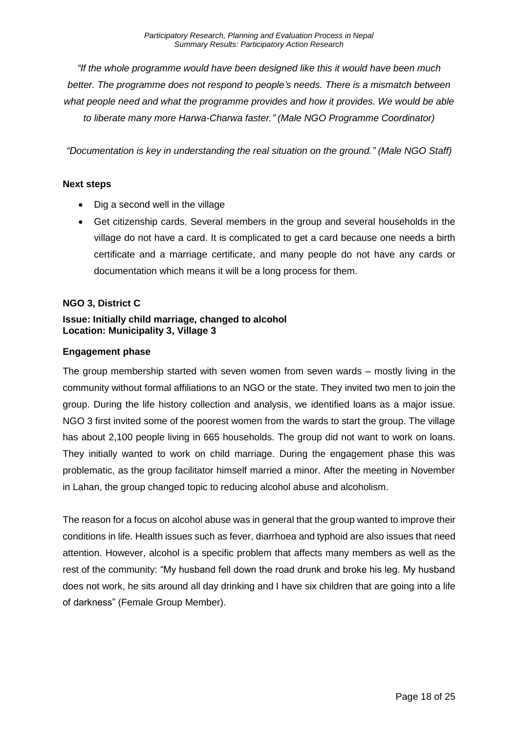*"If the whole programme would have been designed like this it would have been much better. The programme does not respond to people's needs. There is a mismatch between what people need and what the programme provides and how it provides. We would be able to liberate many more Harwa-Charwa faster." (Male NGO Programme Coordinator)*

*"Documentation is key in understanding the real situation on the ground." (Male NGO Staff)*

**Next steps**

- Dig a second well in the village
- Get citizenship cards. Several members in the group and several households in the village do not have a card. It is complicated to get a card because one needs a birth certificate and a marriage certificate, and many people do not have any cards or documentation which means it will be a long process for them.

**NGO 3, District C**

**Issue: Initially child marriage, changed to alcohol**
**Location: Municipality 3, Village 3**

**Engagement phase**

The group membership started with seven women from seven wards – mostly living in the community without formal affiliations to an NGO or the state. They invited two men to join the group. During the life history collection and analysis, we identified loans as a major issue. NGO 3 first invited some of the poorest women from the wards to start the group. The village has about 2,100 people living in 665 households. The group did not want to work on loans. They initially wanted to work on child marriage. During the engagement phase this was problematic, as the group facilitator himself married a minor. After the meeting in November in Lahan, the group changed topic to reducing alcohol abuse and alcoholism.

The reason for a focus on alcohol abuse was in general that the group wanted to improve their conditions in life. Health issues such as fever, diarrhoea and typhoid are also issues that need attention. However, alcohol is a specific problem that affects many members as well as the rest of the community: "My husband fell down the road drunk and broke his leg. My husband does not work, he sits around all day drinking and I have six children that are going into a life of darkness" (Female Group Member).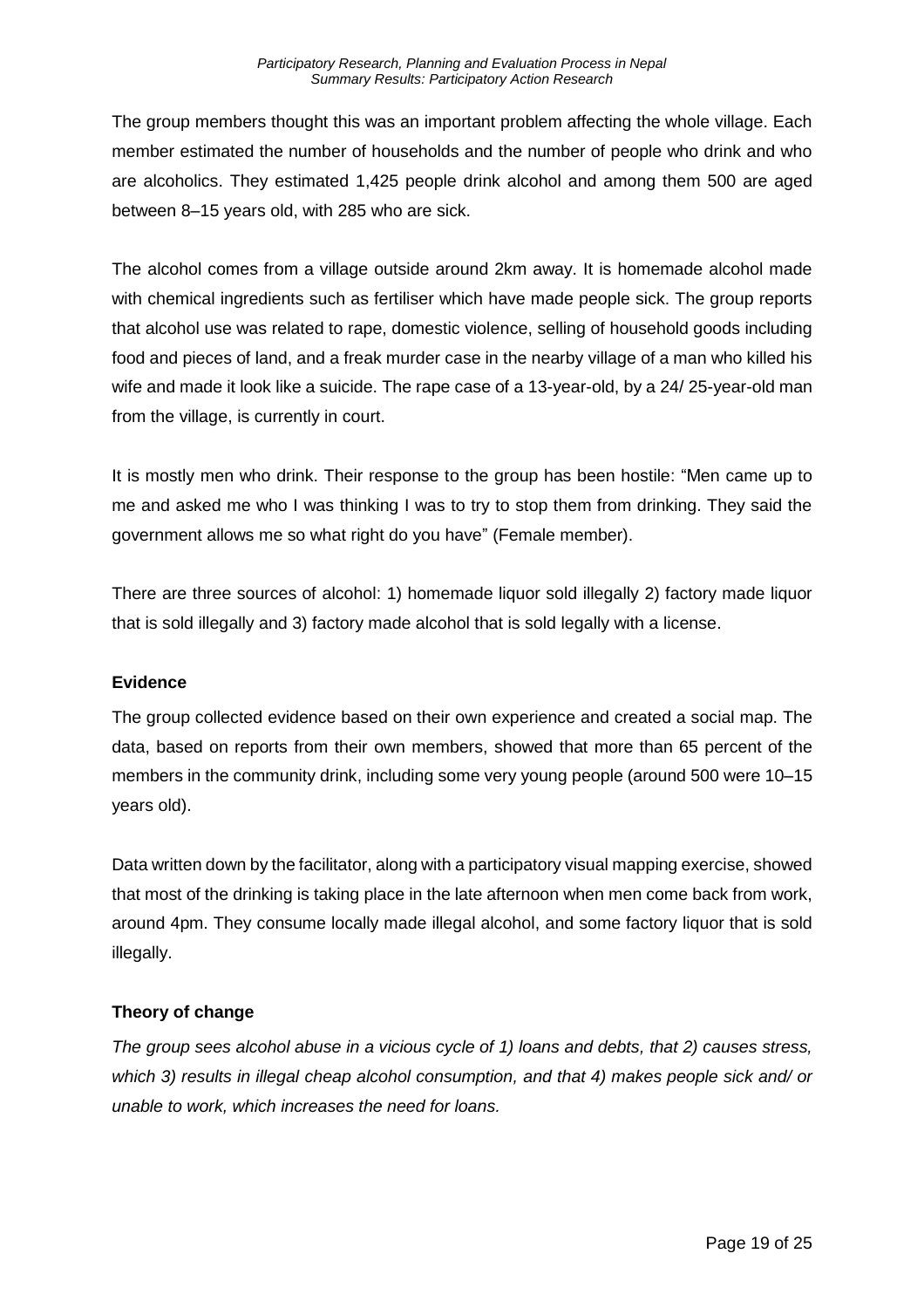The group members thought this was an important problem affecting the whole village. Each member estimated the number of households and the number of people who drink and who are alcoholics. They estimated 1,425 people drink alcohol and among them 500 are aged between 8–15 years old, with 285 who are sick.

The alcohol comes from a village outside around 2km away. It is homemade alcohol made with chemical ingredients such as fertiliser which have made people sick. The group reports that alcohol use was related to rape, domestic violence, selling of household goods including food and pieces of land, and a freak murder case in the nearby village of a man who killed his wife and made it look like a suicide. The rape case of a 13-year-old, by a 24/ 25-year-old man from the village, is currently in court.

It is mostly men who drink. Their response to the group has been hostile: "Men came up to me and asked me who I was thinking I was to try to stop them from drinking. They said the government allows me so what right do you have" (Female member).

There are three sources of alcohol: 1) homemade liquor sold illegally 2) factory made liquor that is sold illegally and 3) factory made alcohol that is sold legally with a license.

**Evidence**

The group collected evidence based on their own experience and created a social map. The data, based on reports from their own members, showed that more than 65 percent of the members in the community drink, including some very young people (around 500 were 10–15 years old).

Data written down by the facilitator, along with a participatory visual mapping exercise, showed that most of the drinking is taking place in the late afternoon when men come back from work, around 4pm. They consume locally made illegal alcohol, and some factory liquor that is sold illegally.

**Theory of change**

*The group sees alcohol abuse in a vicious cycle of 1) loans and debts, that 2) causes stress, which 3) results in illegal cheap alcohol consumption, and that 4) makes people sick and/ or unable to work, which increases the need for loans.*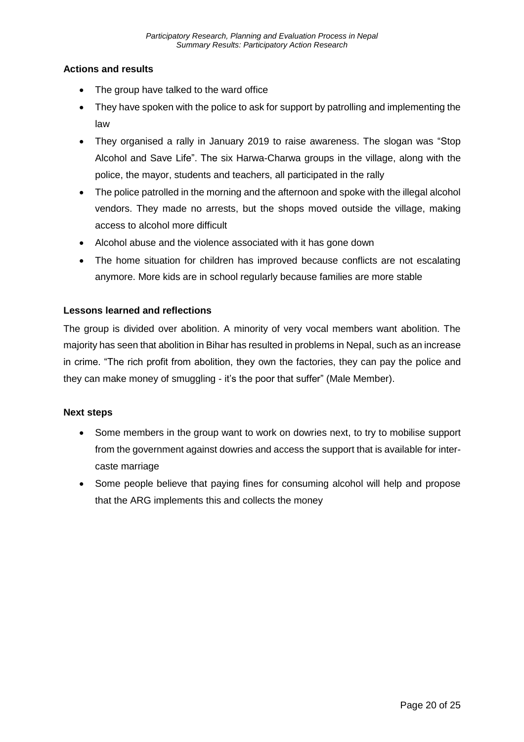**Actions and results**

- The group have talked to the ward office
- They have spoken with the police to ask for support by patrolling and implementing the law
- They organised a rally in January 2019 to raise awareness. The slogan was "Stop Alcohol and Save Life". The six Harwa-Charwa groups in the village, along with the police, the mayor, students and teachers, all participated in the rally
- The police patrolled in the morning and the afternoon and spoke with the illegal alcohol vendors. They made no arrests, but the shops moved outside the village, making access to alcohol more difficult
- Alcohol abuse and the violence associated with it has gone down
- The home situation for children has improved because conflicts are not escalating anymore. More kids are in school regularly because families are more stable

**Lessons learned and reflections**

The group is divided over abolition. A minority of very vocal members want abolition. The majority has seen that abolition in Bihar has resulted in problems in Nepal, such as an increase in crime. "The rich profit from abolition, they own the factories, they can pay the police and they can make money of smuggling - it's the poor that suffer" (Male Member).

**Next steps**

- Some members in the group want to work on dowries next, to try to mobilise support from the government against dowries and access the support that is available for inter-caste marriage
- Some people believe that paying fines for consuming alcohol will help and propose that the ARG implements this and collects the money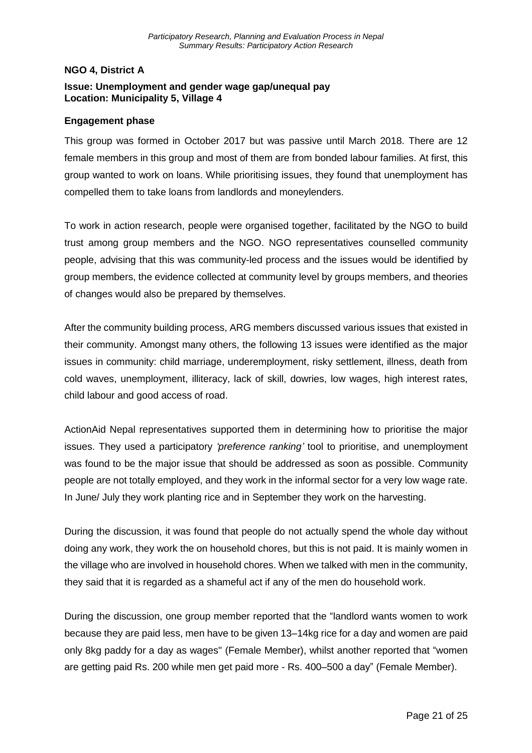## NGO 4, District A

### Issue: Unemployment and gender wage gap/unequal pay
### Location: Municipality 5, Village 4

### Engagement phase

This group was formed in October 2017 but was passive until March 2018. There are 12 female members in this group and most of them are from bonded labour families. At first, this group wanted to work on loans. While prioritising issues, they found that unemployment has compelled them to take loans from landlords and moneylenders.

To work in action research, people were organised together, facilitated by the NGO to build trust among group members and the NGO. NGO representatives counselled community people, advising that this was community-led process and the issues would be identified by group members, the evidence collected at community level by groups members, and theories of changes would also be prepared by themselves.

After the community building process, ARG members discussed various issues that existed in their community. Amongst many others, the following 13 issues were identified as the major issues in community: child marriage, underemployment, risky settlement, illness, death from cold waves, unemployment, illiteracy, lack of skill, dowries, low wages, high interest rates, child labour and good access of road.

ActionAid Nepal representatives supported them in determining how to prioritise the major issues. They used a participatory *'preference ranking'* tool to prioritise, and unemployment was found to be the major issue that should be addressed as soon as possible. Community people are not totally employed, and they work in the informal sector for a very low wage rate. In June/ July they work planting rice and in September they work on the harvesting.

During the discussion, it was found that people do not actually spend the whole day without doing any work, they work the on household chores, but this is not paid. It is mainly women in the village who are involved in household chores. When we talked with men in the community, they said that it is regarded as a shameful act if any of the men do household work.

During the discussion, one group member reported that the "landlord wants women to work because they are paid less, men have to be given 13–14kg rice for a day and women are paid only 8kg paddy for a day as wages" (Female Member), whilst another reported that "women are getting paid Rs. 200 while men get paid more - Rs. 400–500 a day" (Female Member).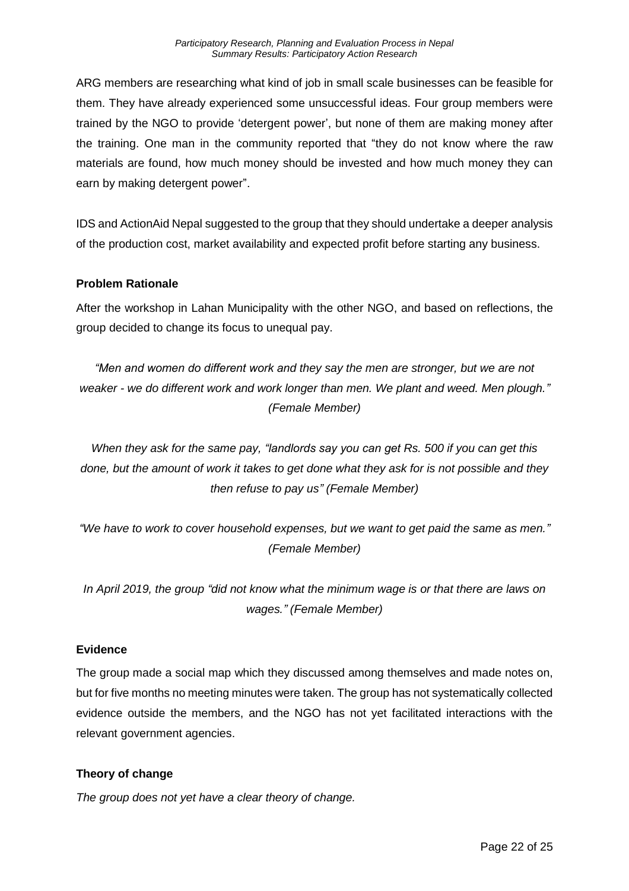ARG members are researching what kind of job in small scale businesses can be feasible for them. They have already experienced some unsuccessful ideas. Four group members were trained by the NGO to provide 'detergent power', but none of them are making money after the training. One man in the community reported that "they do not know where the raw materials are found, how much money should be invested and how much money they can earn by making detergent power".

IDS and ActionAid Nepal suggested to the group that they should undertake a deeper analysis of the production cost, market availability and expected profit before starting any business.

**Problem Rationale**

After the workshop in Lahan Municipality with the other NGO, and based on reflections, the group decided to change its focus to unequal pay.

*"Men and women do different work and they say the men are stronger, but we are not weaker - we do different work and work longer than men. We plant and weed. Men plough." (Female Member)*

*When they ask for the same pay, "landlords say you can get Rs. 500 if you can get this done, but the amount of work it takes to get done what they ask for is not possible and they then refuse to pay us" (Female Member)*

*"We have to work to cover household expenses, but we want to get paid the same as men." (Female Member)*

*In April 2019, the group "did not know what the minimum wage is or that there are laws on wages." (Female Member)*

**Evidence**

The group made a social map which they discussed among themselves and made notes on, but for five months no meeting minutes were taken. The group has not systematically collected evidence outside the members, and the NGO has not yet facilitated interactions with the relevant government agencies.

**Theory of change**

*The group does not yet have a clear theory of change.*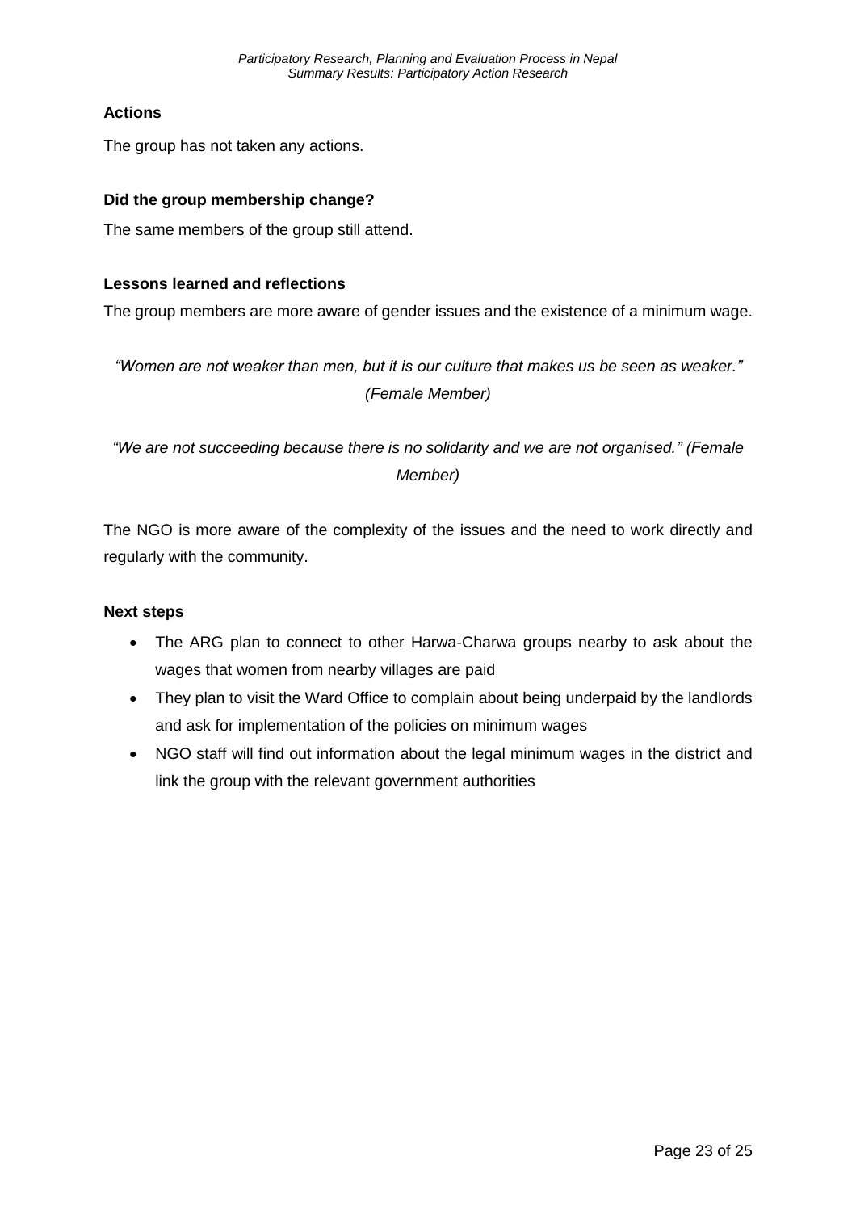**Actions**

The group has not taken any actions.

**Did the group membership change?**

The same members of the group still attend.

**Lessons learned and reflections**

The group members are more aware of gender issues and the existence of a minimum wage.

*"Women are not weaker than men, but it is our culture that makes us be seen as weaker." (Female Member)*

*"We are not succeeding because there is no solidarity and we are not organised." (Female Member)*

The NGO is more aware of the complexity of the issues and the need to work directly and regularly with the community.

**Next steps**

- The ARG plan to connect to other Harwa-Charwa groups nearby to ask about the wages that women from nearby villages are paid
- They plan to visit the Ward Office to complain about being underpaid by the landlords and ask for implementation of the policies on minimum wages
- NGO staff will find out information about the legal minimum wages in the district and link the group with the relevant government authorities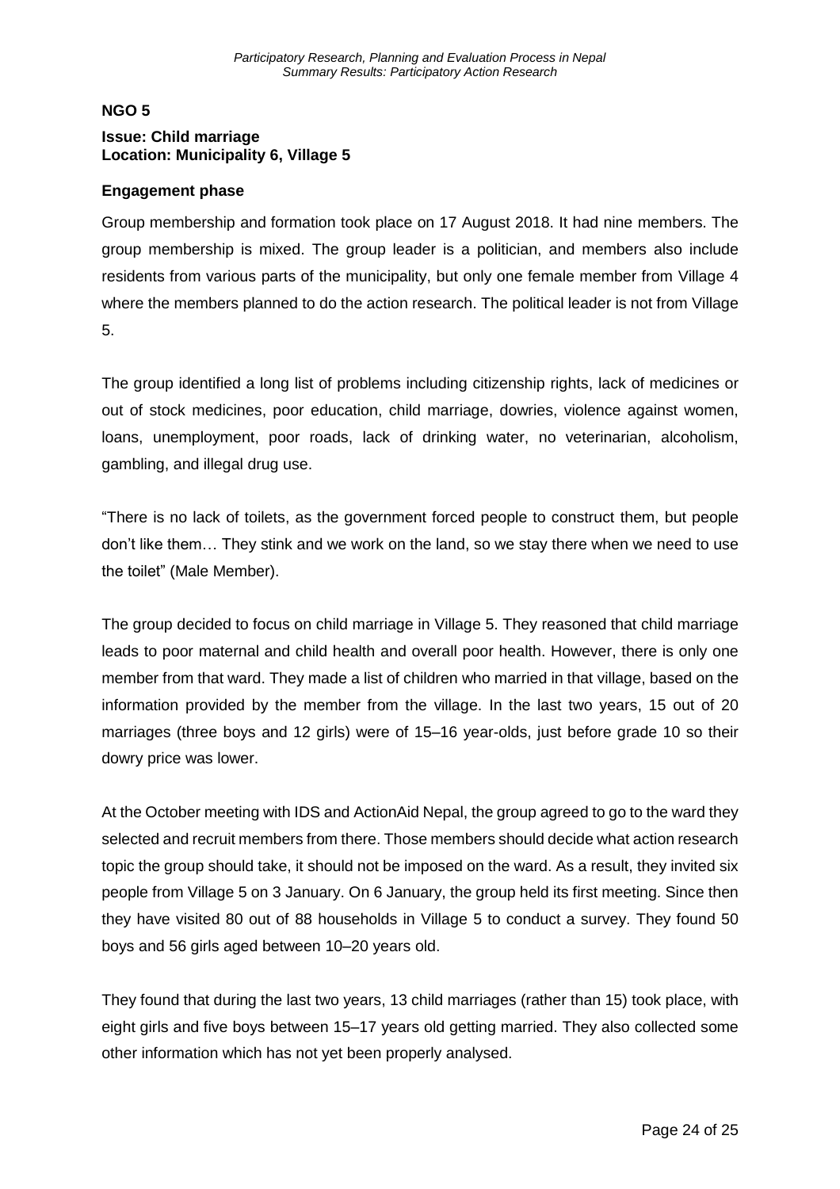## NGO 5

**Issue: Child marriage**
**Location: Municipality 6, Village 5**

### Engagement phase

Group membership and formation took place on 17 August 2018. It had nine members. The group membership is mixed. The group leader is a politician, and members also include residents from various parts of the municipality, but only one female member from Village 4 where the members planned to do the action research. The political leader is not from Village 5.

The group identified a long list of problems including citizenship rights, lack of medicines or out of stock medicines, poor education, child marriage, dowries, violence against women, loans, unemployment, poor roads, lack of drinking water, no veterinarian, alcoholism, gambling, and illegal drug use.

"There is no lack of toilets, as the government forced people to construct them, but people don't like them… They stink and we work on the land, so we stay there when we need to use the toilet" (Male Member).

The group decided to focus on child marriage in Village 5. They reasoned that child marriage leads to poor maternal and child health and overall poor health. However, there is only one member from that ward. They made a list of children who married in that village, based on the information provided by the member from the village. In the last two years, 15 out of 20 marriages (three boys and 12 girls) were of 15–16 year-olds, just before grade 10 so their dowry price was lower.

At the October meeting with IDS and ActionAid Nepal, the group agreed to go to the ward they selected and recruit members from there. Those members should decide what action research topic the group should take, it should not be imposed on the ward. As a result, they invited six people from Village 5 on 3 January. On 6 January, the group held its first meeting. Since then they have visited 80 out of 88 households in Village 5 to conduct a survey. They found 50 boys and 56 girls aged between 10–20 years old.

They found that during the last two years, 13 child marriages (rather than 15) took place, with eight girls and five boys between 15–17 years old getting married. They also collected some other information which has not yet been properly analysed.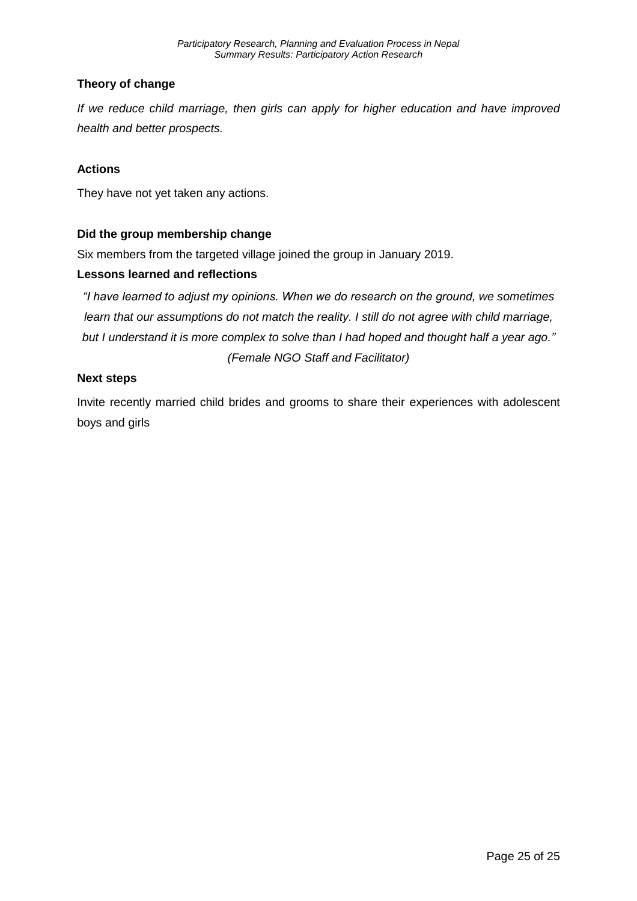### Theory of change

*If we reduce child marriage, then girls can apply for higher education and have improved health and better prospects.*

### Actions

They have not yet taken any actions.

### Did the group membership change

Six members from the targeted village joined the group in January 2019.

### Lessons learned and reflections

*"I have learned to adjust my opinions. When we do research on the ground, we sometimes learn that our assumptions do not match the reality. I still do not agree with child marriage, but I understand it is more complex to solve than I had hoped and thought half a year ago."*
*(Female NGO Staff and Facilitator)*

### Next steps

Invite recently married child brides and grooms to share their experiences with adolescent boys and girls